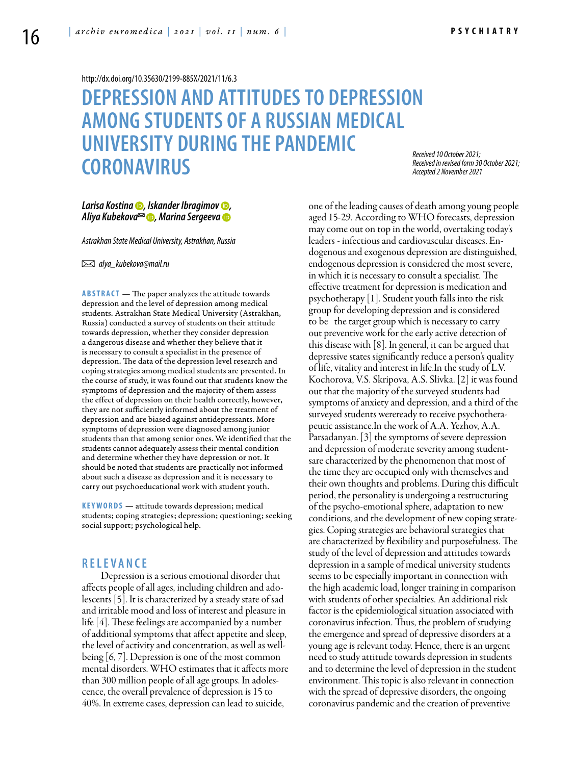http://dx.doi.org/10.35630/2199-885X/2021/11/6.3

# DEPRESSION AND ATTITUDES TO DEPRESSION AMONG STUDENTS OF A RUSSIAN MEDICAL UNIVERSITY DURING THE PANDEMIC CORONAVIRUS

*Received 10 October 2021; Received in revised form 30 October 2021; Accepted 2 November 2021*

***Larisa Kostina, Iskander Ibragimov, Aliya Kubekova✉, Marina Sergeeva***

*Astrakhan State Medical University, Astrakhan, Russia*

✉ *alya_kubekova@mail.ru*

**ABSTRACT** — The paper analyzes the attitude towards depression and the level of depression among medical students. Astrakhan State Medical University (Astrakhan, Russia) conducted a survey of students on their attitude towards depression, whether they consider depression a dangerous disease and whether they believe that it is necessary to consult a specialist in the presence of depression. The data of the depression level research and coping strategies among medical students are presented. In the course of study, it was found out that students know the symptoms of depression and the majority of them assess the effect of depression on their health correctly, however, they are not sufficiently informed about the treatment of depression and are biased against antidepressants. More symptoms of depression were diagnosed among junior students than that among senior ones. We identified that the students cannot adequately assess their mental condition and determine whether they have depression or not. It should be noted that students are practically not informed about such a disease as depression and it is necessary to carry out psychoeducational work with student youth.

**KEYWORDS** — attitude towards depression; medical students; coping strategies; depression; questioning; seeking social support; psychological help.

## RELEVANCE

Depression is a serious emotional disorder that affects people of all ages, including children and adolescents [5]. It is characterized by a steady state of sad and irritable mood and loss of interest and pleasure in life [4]. These feelings are accompanied by a number of additional symptoms that affect appetite and sleep, the level of activity and concentration, as well as well-being [6, 7]. Depression is one of the most common mental disorders. WHO estimates that it affects more than 300 million people of all age groups. In adolescence, the overall prevalence of depression is 15 to 40%. In extreme cases, depression can lead to suicide, one of the leading causes of death among young people aged 15-29. According to WHO forecasts, depression may come out on top in the world, overtaking today's leaders - infectious and cardiovascular diseases. Endogenous and exogenous depression are distinguished, endogenous depression is considered the most severe, in which it is necessary to consult a specialist. The effective treatment for depression is medication and psychotherapy [1]. Student youth falls into the risk group for developing depression and is considered to be the target group which is necessary to carry out preventive work for the early active detection of this disease with [8]. In general, it can be argued that depressive states significantly reduce a person's quality of life, vitality and interest in life.In the study of L.V. Kochorova, V.S. Skripova, A.S. Slivka. [2] it was found out that the majority of the surveyed students had symptoms of anxiety and depression, and a third of the surveyed students wereready to receive psychotherapeutic assistance.In the work of A.A. Yezhov, A.A. Parsadanyan. [3] the symptoms of severe depression and depression of moderate severity among studentsare characterized by the phenomenon that most of the time they are occupied only with themselves and their own thoughts and problems. During this difficult period, the personality is undergoing a restructuring of the psycho-emotional sphere, adaptation to new conditions, and the development of new coping strategies. Coping strategies are behavioral strategies that are characterized by flexibility and purposefulness. The study of the level of depression and attitudes towards depression in a sample of medical university students seems to be especially important in connection with the high academic load, longer training in comparison with students of other specialties. An additional risk factor is the epidemiological situation associated with coronavirus infection. Thus, the problem of studying the emergence and spread of depressive disorders at a young age is relevant today. Hence, there is an urgent need to study attitude towards depression in students and to determine the level of depression in the student environment. This topic is also relevant in connection with the spread of depressive disorders, the ongoing coronavirus pandemic and the creation of preventive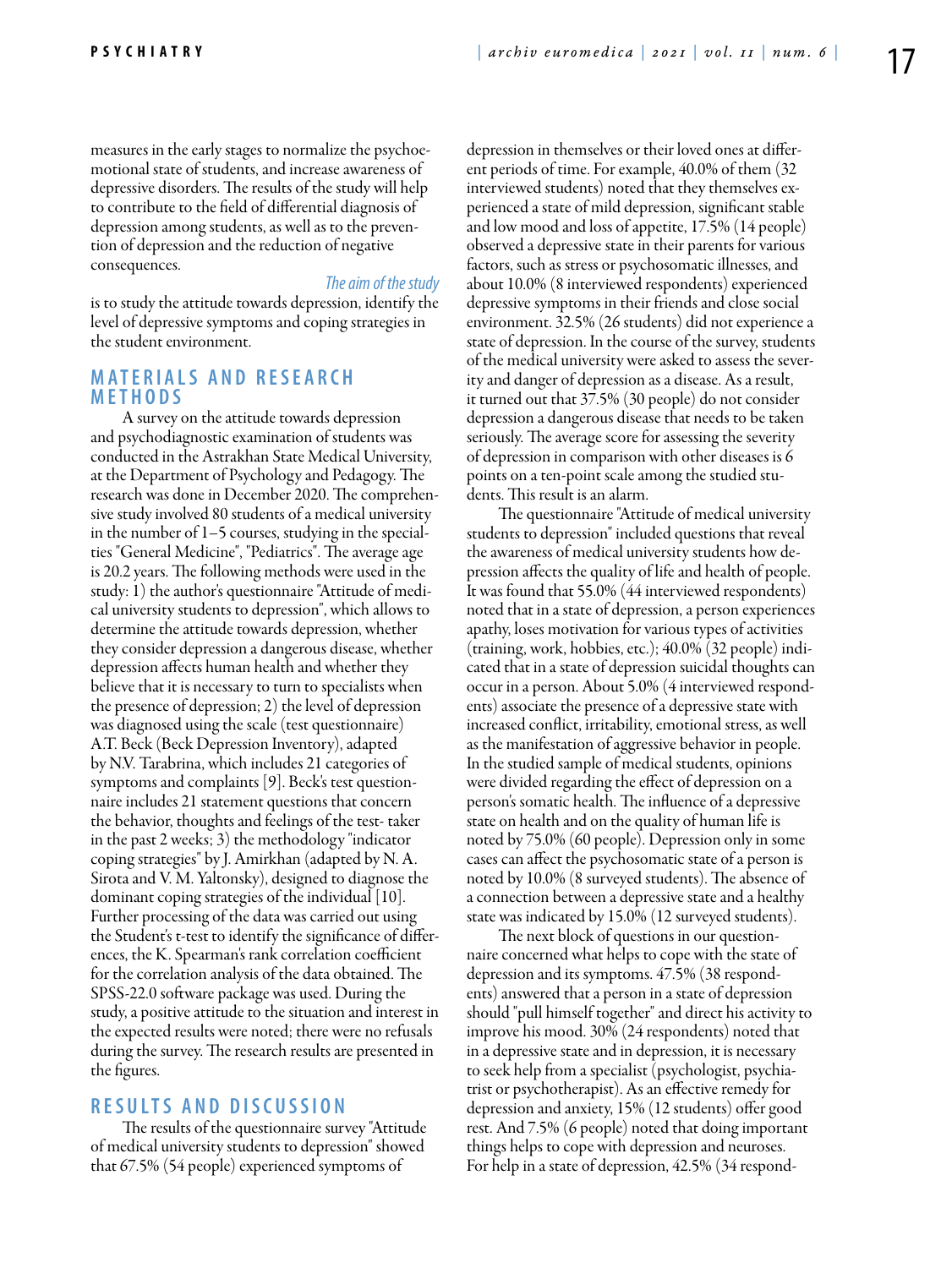measures in the early stages to normalize the psychoemotional state of students, and increase awareness of depressive disorders. The results of the study will help to contribute to the field of differential diagnosis of depression among students, as well as to the prevention of depression and the reduction of negative consequences.

*The aim of the study* is to study the attitude towards depression, identify the level of depressive symptoms and coping strategies in the student environment.

## MATERIALS AND RESEARCH METHODS

A survey on the attitude towards depression and psychodiagnostic examination of students was conducted in the Astrakhan State Medical University, at the Department of Psychology and Pedagogy. The research was done in December 2020. The comprehensive study involved 80 students of a medical university in the number of 1–5 courses, studying in the specialties "General Medicine", "Pediatrics". The average age is 20.2 years. The following methods were used in the study: 1) the author's questionnaire "Attitude of medical university students to depression", which allows to determine the attitude towards depression, whether they consider depression a dangerous disease, whether depression affects human health and whether they believe that it is necessary to turn to specialists when the presence of depression; 2) the level of depression was diagnosed using the scale (test questionnaire) A.T. Beck (Beck Depression Inventory), adapted by N.V. Tarabrina, which includes 21 categories of symptoms and complaints [9]. Beck's test questionnaire includes 21 statement questions that concern the behavior, thoughts and feelings of the test- taker in the past 2 weeks; 3) the methodology "indicator coping strategies" by J. Amirkhan (adapted by N. A. Sirota and V. M. Yaltonsky), designed to diagnose the dominant coping strategies of the individual [10]. Further processing of the data was carried out using the Student's t-test to identify the significance of differences, the K. Spearman's rank correlation coefficient for the correlation analysis of the data obtained. The SPSS-22.0 software package was used. During the study, a positive attitude to the situation and interest in the expected results were noted; there were no refusals during the survey. The research results are presented in the figures.

## RESULTS AND DISCUSSION

The results of the questionnaire survey "Attitude of medical university students to depression" showed that 67.5% (54 people) experienced symptoms of depression in themselves or their loved ones at different periods of time. For example, 40.0% of them (32 interviewed students) noted that they themselves experienced a state of mild depression, significant stable and low mood and loss of appetite, 17.5% (14 people) observed a depressive state in their parents for various factors, such as stress or psychosomatic illnesses, and about 10.0% (8 interviewed respondents) experienced depressive symptoms in their friends and close social environment. 32.5% (26 students) did not experience a state of depression. In the course of the survey, students of the medical university were asked to assess the severity and danger of depression as a disease. As a result, it turned out that 37.5% (30 people) do not consider depression a dangerous disease that needs to be taken seriously. The average score for assessing the severity of depression in comparison with other diseases is 6 points on a ten-point scale among the studied students. This result is an alarm.

The questionnaire "Attitude of medical university students to depression" included questions that reveal the awareness of medical university students how depression affects the quality of life and health of people. It was found that 55.0% (44 interviewed respondents) noted that in a state of depression, a person experiences apathy, loses motivation for various types of activities (training, work, hobbies, etc.); 40.0% (32 people) indicated that in a state of depression suicidal thoughts can occur in a person. About 5.0% (4 interviewed respondents) associate the presence of a depressive state with increased conflict, irritability, emotional stress, as well as the manifestation of aggressive behavior in people. In the studied sample of medical students, opinions were divided regarding the effect of depression on a person's somatic health. The influence of a depressive state on health and on the quality of human life is noted by 75.0% (60 people). Depression only in some cases can affect the psychosomatic state of a person is noted by 10.0% (8 surveyed students). The absence of a connection between a depressive state and a healthy state was indicated by 15.0% (12 surveyed students).

The next block of questions in our questionnaire concerned what helps to cope with the state of depression and its symptoms. 47.5% (38 respondents) answered that a person in a state of depression should "pull himself together" and direct his activity to improve his mood. 30% (24 respondents) noted that in a depressive state and in depression, it is necessary to seek help from a specialist (psychologist, psychiatrist or psychotherapist). As an effective remedy for depression and anxiety, 15% (12 students) offer good rest. And 7.5% (6 people) noted that doing important things helps to cope with depression and neuroses. For help in a state of depression, 42.5% (34 respond-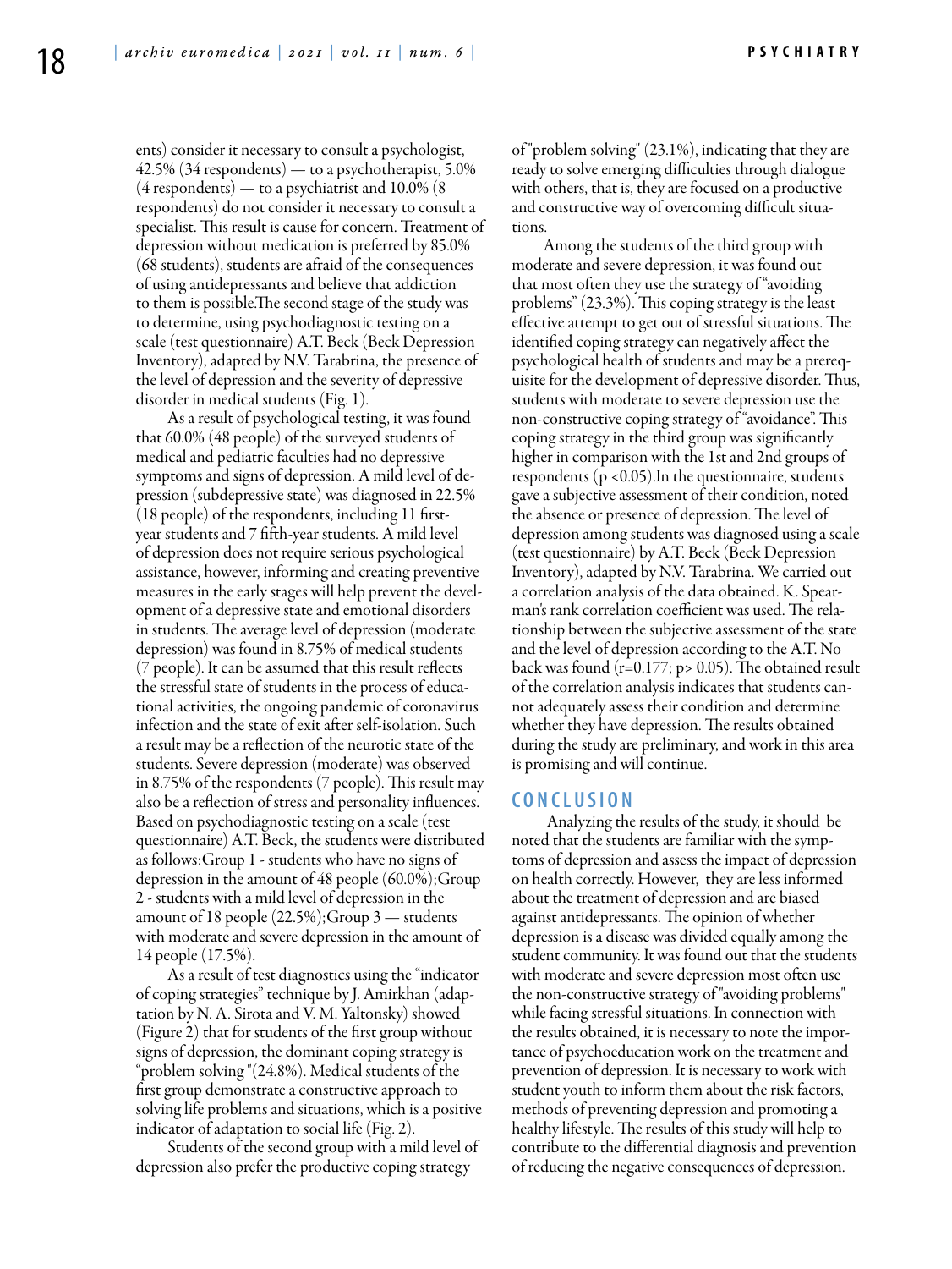ents) consider it necessary to consult a psychologist, 42.5% (34 respondents) — to a psychotherapist, 5.0% (4 respondents) — to a psychiatrist and 10.0% (8 respondents) do not consider it necessary to consult a specialist. This result is cause for concern. Treatment of depression without medication is preferred by 85.0% (68 students), students are afraid of the consequences of using antidepressants and believe that addiction to them is possible.The second stage of the study was to determine, using psychodiagnostic testing on a scale (test questionnaire) A.T. Beck (Beck Depression Inventory), adapted by N.V. Tarabrina, the presence of the level of depression and the severity of depressive disorder in medical students (Fig. 1).

As a result of psychological testing, it was found that 60.0% (48 people) of the surveyed students of medical and pediatric faculties had no depressive symptoms and signs of depression. A mild level of depression (subdepressive state) was diagnosed in 22.5% (18 people) of the respondents, including 11 first-year students and 7 fifth-year students. A mild level of depression does not require serious psychological assistance, however, informing and creating preventive measures in the early stages will help prevent the development of a depressive state and emotional disorders in students. The average level of depression (moderate depression) was found in 8.75% of medical students (7 people). It can be assumed that this result reflects the stressful state of students in the process of educational activities, the ongoing pandemic of coronavirus infection and the state of exit after self-isolation. Such a result may be a reflection of the neurotic state of the students. Severe depression (moderate) was observed in 8.75% of the respondents (7 people). This result may also be a reflection of stress and personality influences. Based on psychodiagnostic testing on a scale (test questionnaire) A.T. Beck, the students were distributed as follows:Group 1 - students who have no signs of depression in the amount of 48 people (60.0%);Group 2 - students with a mild level of depression in the amount of 18 people (22.5%);Group 3 — students with moderate and severe depression in the amount of 14 people (17.5%).

As a result of test diagnostics using the "indicator of coping strategies" technique by J. Amirkhan (adaptation by N. A. Sirota and V. M. Yaltonsky) showed (Figure 2) that for students of the first group without signs of depression, the dominant coping strategy is "problem solving "(24.8%). Medical students of the first group demonstrate a constructive approach to solving life problems and situations, which is a positive indicator of adaptation to social life (Fig. 2).

Students of the second group with a mild level of depression also prefer the productive coping strategy of "problem solving" (23.1%), indicating that they are ready to solve emerging difficulties through dialogue with others, that is, they are focused on a productive and constructive way of overcoming difficult situations.

Among the students of the third group with moderate and severe depression, it was found out that most often they use the strategy of "avoiding problems" (23.3%). This coping strategy is the least effective attempt to get out of stressful situations. The identified coping strategy can negatively affect the psychological health of students and may be a prerequisite for the development of depressive disorder. Thus, students with moderate to severe depression use the non-constructive coping strategy of "avoidance". This coping strategy in the third group was significantly higher in comparison with the 1st and 2nd groups of respondents ($p < 0.05$).In the questionnaire, students gave a subjective assessment of their condition, noted the absence or presence of depression. The level of depression among students was diagnosed using a scale (test questionnaire) by A.T. Beck (Beck Depression Inventory), adapted by N.V. Tarabrina. We carried out a correlation analysis of the data obtained. K. Spearman's rank correlation coefficient was used. The relationship between the subjective assessment of the state and the level of depression according to the A.T. No back was found ($r=0.177$; $p> 0.05$). The obtained result of the correlation analysis indicates that students cannot adequately assess their condition and determine whether they have depression. The results obtained during the study are preliminary, and work in this area is promising and will continue.

## CONCLUSION

Analyzing the results of the study, it should be noted that the students are familiar with the symptoms of depression and assess the impact of depression on health correctly. However, they are less informed about the treatment of depression and are biased against antidepressants. The opinion of whether depression is a disease was divided equally among the student community. It was found out that the students with moderate and severe depression most often use the non-constructive strategy of "avoiding problems" while facing stressful situations. In connection with the results obtained, it is necessary to note the importance of psychoeducation work on the treatment and prevention of depression. It is necessary to work with student youth to inform them about the risk factors, methods of preventing depression and promoting a healthy lifestyle. The results of this study will help to contribute to the differential diagnosis and prevention of reducing the negative consequences of depression.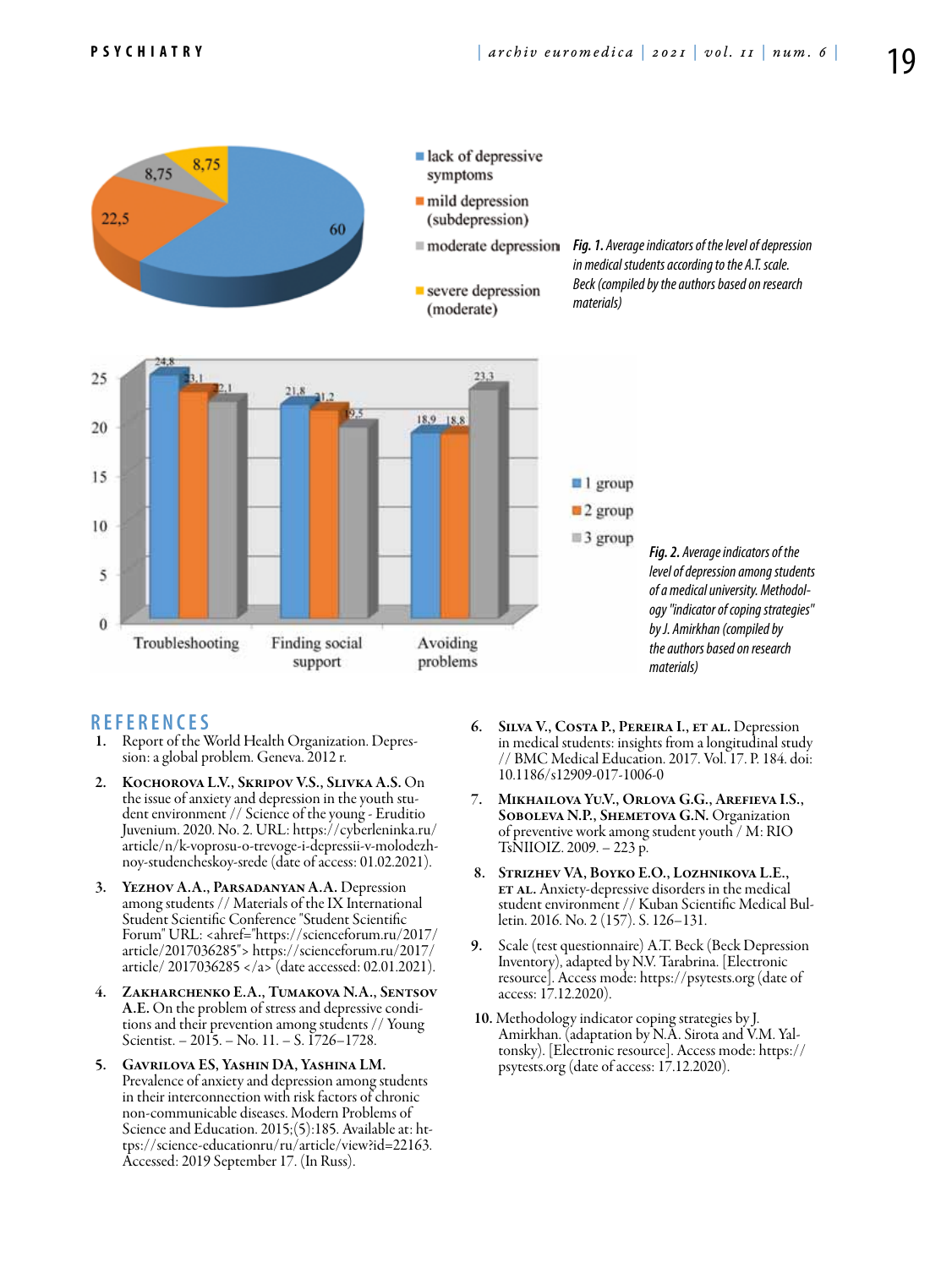8,75

8,75

22,5

60

lack of depressive symptoms

mild depression (subdepression)

moderate depression

severe depression (moderate)

*Fig. 1. Average indicators of the level of depression in medical students according to the A.T. scale. Beck (compiled by the authors based on research materials)*

25

20

15

10

5

0

24,8

23,1

22,1

21,8

21,2

19,5

18,9

18,8

23,3

Troubleshooting

Finding social support

Avoiding problems

1 group

2 group

3 group

*Fig. 2. Average indicators of the level of depression among students of a medical university. Methodology "indicator of coping strategies" by J. Amirkhan (compiled by the authors based on research materials)*

## REFERENCES

1. Report of the World Health Organization. Depression: a global problem. Geneva. 2012 г.
2. **Kochorova L.V., Skripov V.S., Slivka A.S.** On the issue of anxiety and depression in the youth student environment // Science of the young - Eruditio Juvenium. 2020. No. 2. URL: https://cyberleninka.ru/article/n/k-voprosu-o-trevoge-i-depressii-v-molodezhnoy-studencheskoy-srede (date of access: 01.02.2021).
3. **Yezhov A.A., Parsadanyan A.A.** Depression among students // Materials of the IX International Student Scientific Conference "Student Scientific Forum" URL: <ahref="https://scienceforum.ru/2017/article/2017036285"> https://scienceforum.ru/2017/article/ 2017036285 </a> (date accessed: 02.01.2021).
4. **Zakharchenko E.A., Tumakova N.A., Sentsov A.E.** On the problem of stress and depressive conditions and their prevention among students // Young Scientist. – 2015. – No. 11. – S. 1726–1728.
5. **Gavrilova ES, Yashin DA, Yashina LM.** Prevalence of anxiety and depression among students in their interconnection with risk factors of chronic non-communicable diseases. Modern Problems of Science and Education. 2015;(5):185. Available at: https://science-educationru/ru/article/view?id=22163. Accessed: 2019 September 17. (In Russ).
6. **Silva V., Costa P., Pereira I., et al.** Depression in medical students: insights from a longitudinal study // BMC Medical Education. 2017. Vol. 17. P. 184. doi: 10.1186/s12909-017-1006-0
7. **Mikhailova Yu.V., Orlova G.G., Arefieva I.S., Soboleva N.P., Shemetova G.N.** Organization of preventive work among student youth / M: RIO TsNIIOIZ. 2009. – 223 p.
8. **Strizhev VA, Boyko E.O., Lozhnikova L.E., et al.** Anxiety-depressive disorders in the medical student environment // Kuban Scientific Medical Bulletin. 2016. No. 2 (157). S. 126–131.
9. Scale (test questionnaire) A.T. Beck (Beck Depression Inventory), adapted by N.V. Tarabrina. [Electronic resource]. Access mode: https://psytests.org (date of access: 17.12.2020).
10. Methodology indicator coping strategies by J. Amirkhan. (adaptation by N.A. Sirota and V.M. Yaltonsky). [Electronic resource]. Access mode: https://psytests.org (date of access: 17.12.2020).